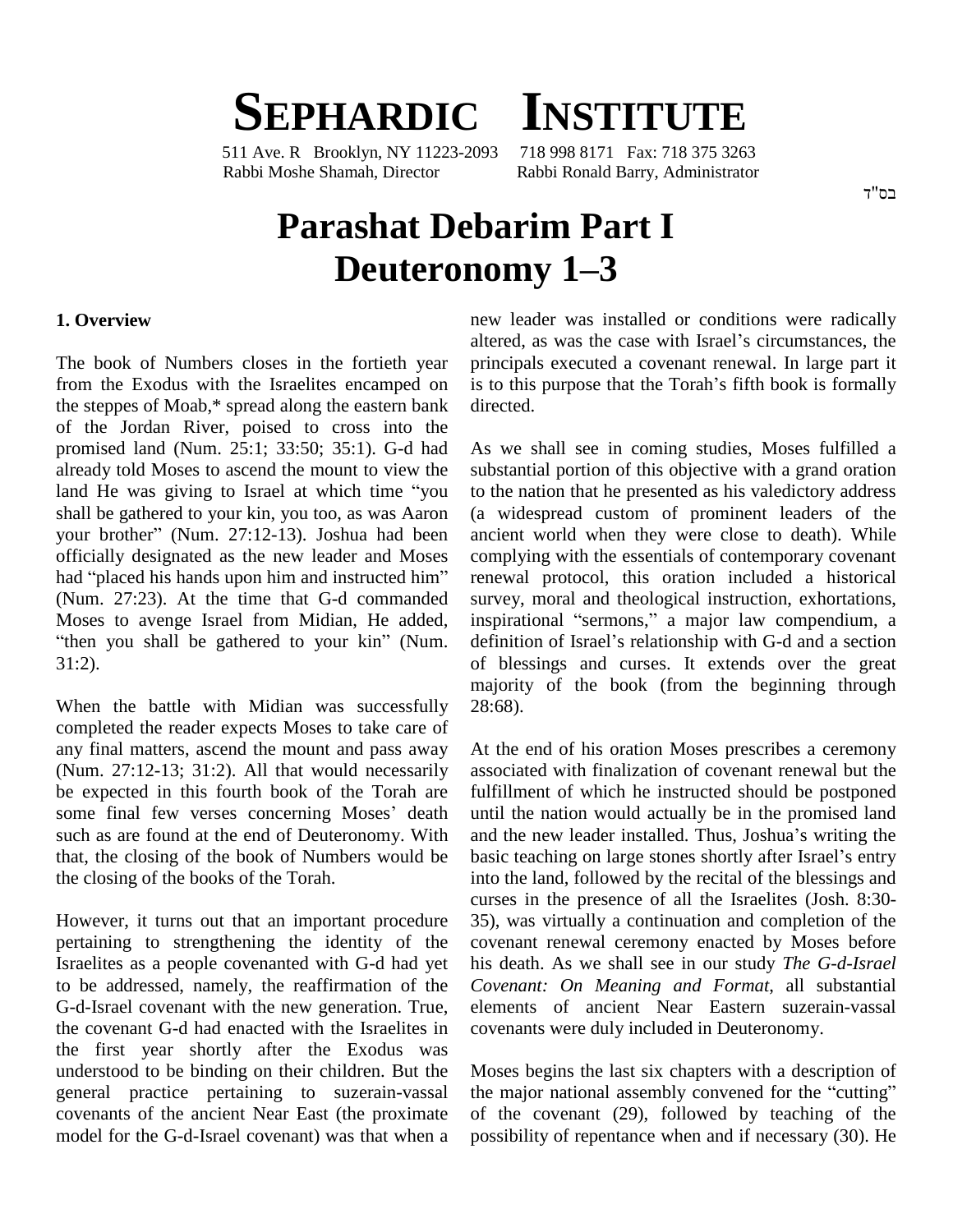# SEPHARDIC INSTITUTE

511 Ave. R Brooklyn, NY 11223-2093 718 998 8171 Fax: 718 375 3263
Rabbi Moshe Shamah, Director Rabbi Ronald Barry, Administrator

בס"ד

# Parashat Debarim Part I
# Deuteronomy 1–3

### 1. Overview

The book of Numbers closes in the fortieth year from the Exodus with the Israelites encamped on the steppes of Moab,* spread along the eastern bank of the Jordan River, poised to cross into the promised land (Num. 25:1; 33:50; 35:1). G-d had already told Moses to ascend the mount to view the land He was giving to Israel at which time "you shall be gathered to your kin, you too, as was Aaron your brother" (Num. 27:12-13). Joshua had been officially designated as the new leader and Moses had "placed his hands upon him and instructed him" (Num. 27:23). At the time that G-d commanded Moses to avenge Israel from Midian, He added, "then you shall be gathered to your kin" (Num. 31:2).

When the battle with Midian was successfully completed the reader expects Moses to take care of any final matters, ascend the mount and pass away (Num. 27:12-13; 31:2). All that would necessarily be expected in this fourth book of the Torah are some final few verses concerning Moses' death such as are found at the end of Deuteronomy. With that, the closing of the book of Numbers would be the closing of the books of the Torah.

However, it turns out that an important procedure pertaining to strengthening the identity of the Israelites as a people covenanted with G-d had yet to be addressed, namely, the reaffirmation of the G-d-Israel covenant with the new generation. True, the covenant G-d had enacted with the Israelites in the first year shortly after the Exodus was understood to be binding on their children. But the general practice pertaining to suzerain-vassal covenants of the ancient Near East (the proximate model for the G-d-Israel covenant) was that when a new leader was installed or conditions were radically altered, as was the case with Israel's circumstances, the principals executed a covenant renewal. In large part it is to this purpose that the Torah's fifth book is formally directed.

As we shall see in coming studies, Moses fulfilled a substantial portion of this objective with a grand oration to the nation that he presented as his valedictory address (a widespread custom of prominent leaders of the ancient world when they were close to death). While complying with the essentials of contemporary covenant renewal protocol, this oration included a historical survey, moral and theological instruction, exhortations, inspirational "sermons," a major law compendium, a definition of Israel's relationship with G-d and a section of blessings and curses. It extends over the great majority of the book (from the beginning through 28:68).

At the end of his oration Moses prescribes a ceremony associated with finalization of covenant renewal but the fulfillment of which he instructed should be postponed until the nation would actually be in the promised land and the new leader installed. Thus, Joshua's writing the basic teaching on large stones shortly after Israel's entry into the land, followed by the recital of the blessings and curses in the presence of all the Israelites (Josh. 8:30-35), was virtually a continuation and completion of the covenant renewal ceremony enacted by Moses before his death. As we shall see in our study *The G-d-Israel Covenant: On Meaning and Format*, all substantial elements of ancient Near Eastern suzerain-vassal covenants were duly included in Deuteronomy.

Moses begins the last six chapters with a description of the major national assembly convened for the "cutting" of the covenant (29), followed by teaching of the possibility of repentance when and if necessary (30). He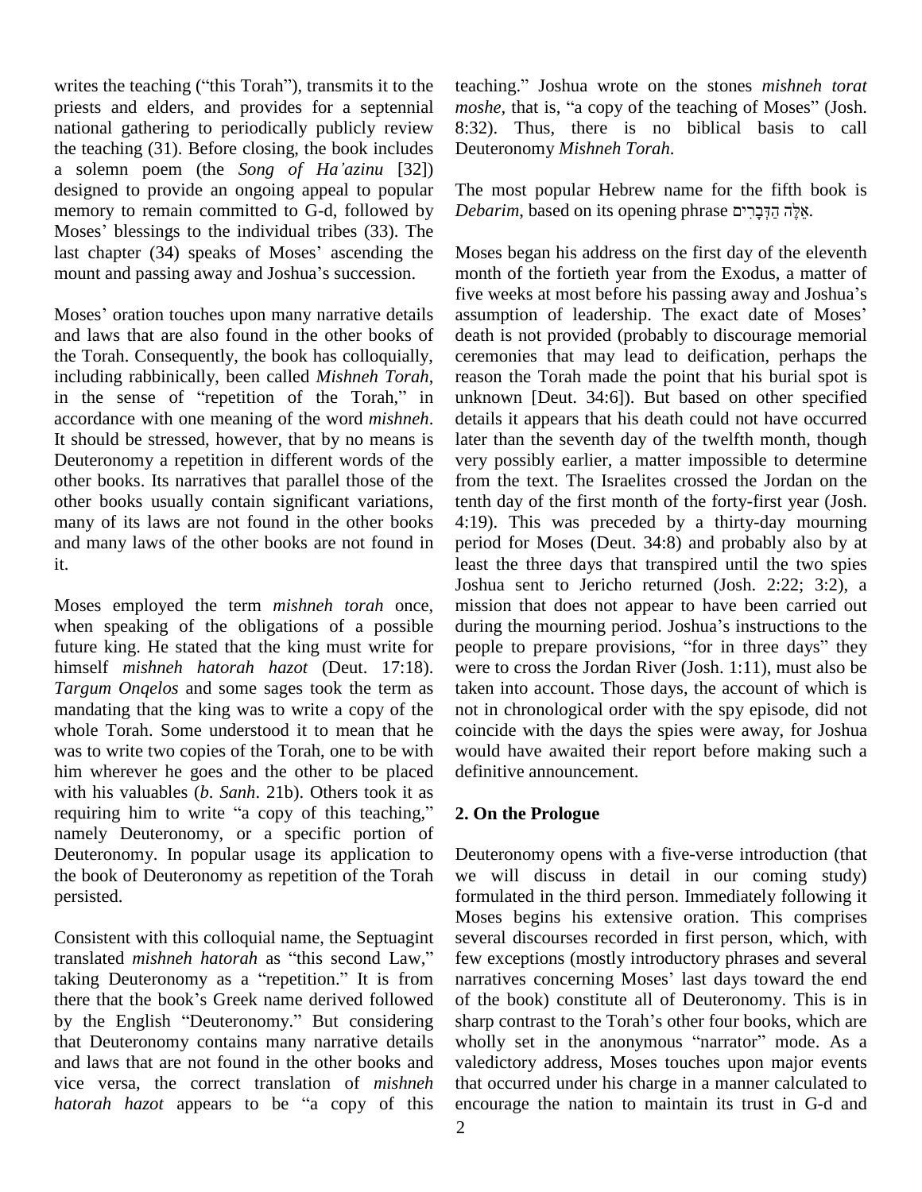writes the teaching ("this Torah"), transmits it to the priests and elders, and provides for a septennial national gathering to periodically publicly review the teaching (31). Before closing, the book includes a solemn poem (the *Song of Ha'azinu* [32]) designed to provide an ongoing appeal to popular memory to remain committed to G-d, followed by Moses' blessings to the individual tribes (33). The last chapter (34) speaks of Moses' ascending the mount and passing away and Joshua's succession.

Moses' oration touches upon many narrative details and laws that are also found in the other books of the Torah. Consequently, the book has colloquially, including rabbinically, been called *Mishneh Torah*, in the sense of "repetition of the Torah," in accordance with one meaning of the word *mishneh*. It should be stressed, however, that by no means is Deuteronomy a repetition in different words of the other books. Its narratives that parallel those of the other books usually contain significant variations, many of its laws are not found in the other books and many laws of the other books are not found in it.

Moses employed the term *mishneh torah* once, when speaking of the obligations of a possible future king. He stated that the king must write for himself *mishneh hatorah hazot* (Deut. 17:18). *Targum Onqelos* and some sages took the term as mandating that the king was to write a copy of the whole Torah. Some understood it to mean that he was to write two copies of the Torah, one to be with him wherever he goes and the other to be placed with his valuables (*b. Sanh*. 21b). Others took it as requiring him to write "a copy of this teaching," namely Deuteronomy, or a specific portion of Deuteronomy. In popular usage its application to the book of Deuteronomy as repetition of the Torah persisted.

Consistent with this colloquial name, the Septuagint translated *mishneh hatorah* as "this second Law," taking Deuteronomy as a "repetition." It is from there that the book's Greek name derived followed by the English "Deuteronomy." But considering that Deuteronomy contains many narrative details and laws that are not found in the other books and vice versa, the correct translation of *mishneh hatorah hazot* appears to be "a copy of this teaching." Joshua wrote on the stones *mishneh torat moshe*, that is, "a copy of the teaching of Moses" (Josh. 8:32). Thus, there is no biblical basis to call Deuteronomy *Mishneh Torah*.

The most popular Hebrew name for the fifth book is *Debarim*, based on its opening phrase אֵלֶּה הַדְּבָרִים.

Moses began his address on the first day of the eleventh month of the fortieth year from the Exodus, a matter of five weeks at most before his passing away and Joshua's assumption of leadership. The exact date of Moses' death is not provided (probably to discourage memorial ceremonies that may lead to deification, perhaps the reason the Torah made the point that his burial spot is unknown [Deut. 34:6]). But based on other specified details it appears that his death could not have occurred later than the seventh day of the twelfth month, though very possibly earlier, a matter impossible to determine from the text. The Israelites crossed the Jordan on the tenth day of the first month of the forty-first year (Josh. 4:19). This was preceded by a thirty-day mourning period for Moses (Deut. 34:8) and probably also by at least the three days that transpired until the two spies Joshua sent to Jericho returned (Josh. 2:22; 3:2), a mission that does not appear to have been carried out during the mourning period. Joshua's instructions to the people to prepare provisions, "for in three days" they were to cross the Jordan River (Josh. 1:11), must also be taken into account. Those days, the account of which is not in chronological order with the spy episode, did not coincide with the days the spies were away, for Joshua would have awaited their report before making such a definitive announcement.

## 2. On the Prologue

Deuteronomy opens with a five-verse introduction (that we will discuss in detail in our coming study) formulated in the third person. Immediately following it Moses begins his extensive oration. This comprises several discourses recorded in first person, which, with few exceptions (mostly introductory phrases and several narratives concerning Moses' last days toward the end of the book) constitute all of Deuteronomy. This is in sharp contrast to the Torah's other four books, which are wholly set in the anonymous "narrator" mode. As a valedictory address, Moses touches upon major events that occurred under his charge in a manner calculated to encourage the nation to maintain its trust in G-d and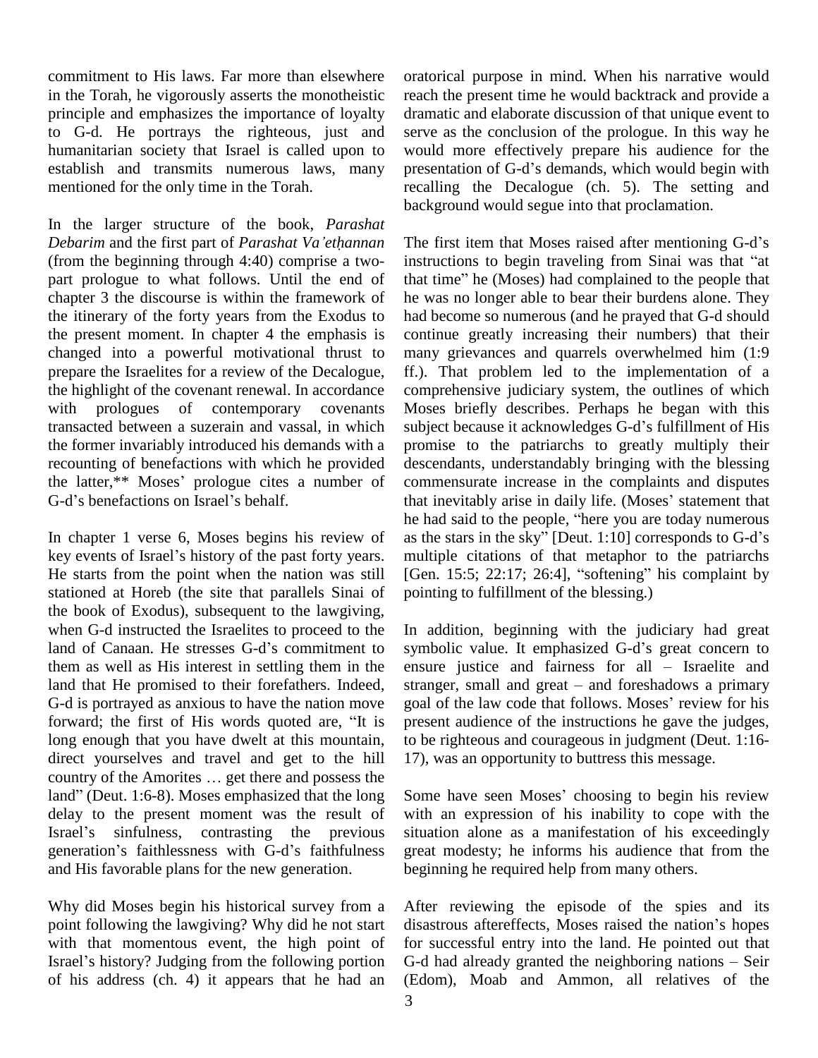commitment to His laws. Far more than elsewhere in the Torah, he vigorously asserts the monotheistic principle and emphasizes the importance of loyalty to G-d. He portrays the righteous, just and humanitarian society that Israel is called upon to establish and transmits numerous laws, many mentioned for the only time in the Torah.

In the larger structure of the book, *Parashat Debarim* and the first part of *Parashat Va'etḥannan* (from the beginning through 4:40) comprise a two-part prologue to what follows. Until the end of chapter 3 the discourse is within the framework of the itinerary of the forty years from the Exodus to the present moment. In chapter 4 the emphasis is changed into a powerful motivational thrust to prepare the Israelites for a review of the Decalogue, the highlight of the covenant renewal. In accordance with prologues of contemporary covenants transacted between a suzerain and vassal, in which the former invariably introduced his demands with a recounting of benefactions with which he provided the latter,** Moses' prologue cites a number of G-d's benefactions on Israel's behalf.

In chapter 1 verse 6, Moses begins his review of key events of Israel's history of the past forty years. He starts from the point when the nation was still stationed at Horeb (the site that parallels Sinai of the book of Exodus), subsequent to the lawgiving, when G-d instructed the Israelites to proceed to the land of Canaan. He stresses G-d's commitment to them as well as His interest in settling them in the land that He promised to their forefathers. Indeed, G-d is portrayed as anxious to have the nation move forward; the first of His words quoted are, "It is long enough that you have dwelt at this mountain, direct yourselves and travel and get to the hill country of the Amorites … get there and possess the land" (Deut. 1:6-8). Moses emphasized that the long delay to the present moment was the result of Israel's sinfulness, contrasting the previous generation's faithlessness with G-d's faithfulness and His favorable plans for the new generation.

Why did Moses begin his historical survey from a point following the lawgiving? Why did he not start with that momentous event, the high point of Israel's history? Judging from the following portion of his address (ch. 4) it appears that he had an oratorical purpose in mind. When his narrative would reach the present time he would backtrack and provide a dramatic and elaborate discussion of that unique event to serve as the conclusion of the prologue. In this way he would more effectively prepare his audience for the presentation of G-d's demands, which would begin with recalling the Decalogue (ch. 5). The setting and background would segue into that proclamation.

The first item that Moses raised after mentioning G-d's instructions to begin traveling from Sinai was that "at that time" he (Moses) had complained to the people that he was no longer able to bear their burdens alone. They had become so numerous (and he prayed that G-d should continue greatly increasing their numbers) that their many grievances and quarrels overwhelmed him (1:9 ff.). That problem led to the implementation of a comprehensive judiciary system, the outlines of which Moses briefly describes. Perhaps he began with this subject because it acknowledges G-d's fulfillment of His promise to the patriarchs to greatly multiply their descendants, understandably bringing with the blessing commensurate increase in the complaints and disputes that inevitably arise in daily life. (Moses' statement that he had said to the people, "here you are today numerous as the stars in the sky" [Deut. 1:10] corresponds to G-d's multiple citations of that metaphor to the patriarchs [Gen. 15:5; 22:17; 26:4], "softening" his complaint by pointing to fulfillment of the blessing.)

In addition, beginning with the judiciary had great symbolic value. It emphasized G-d's great concern to ensure justice and fairness for all – Israelite and stranger, small and great – and foreshadows a primary goal of the law code that follows. Moses' review for his present audience of the instructions he gave the judges, to be righteous and courageous in judgment (Deut. 1:16-17), was an opportunity to buttress this message.

Some have seen Moses' choosing to begin his review with an expression of his inability to cope with the situation alone as a manifestation of his exceedingly great modesty; he informs his audience that from the beginning he required help from many others.

After reviewing the episode of the spies and its disastrous aftereffects, Moses raised the nation's hopes for successful entry into the land. He pointed out that G-d had already granted the neighboring nations – Seir (Edom), Moab and Ammon, all relatives of the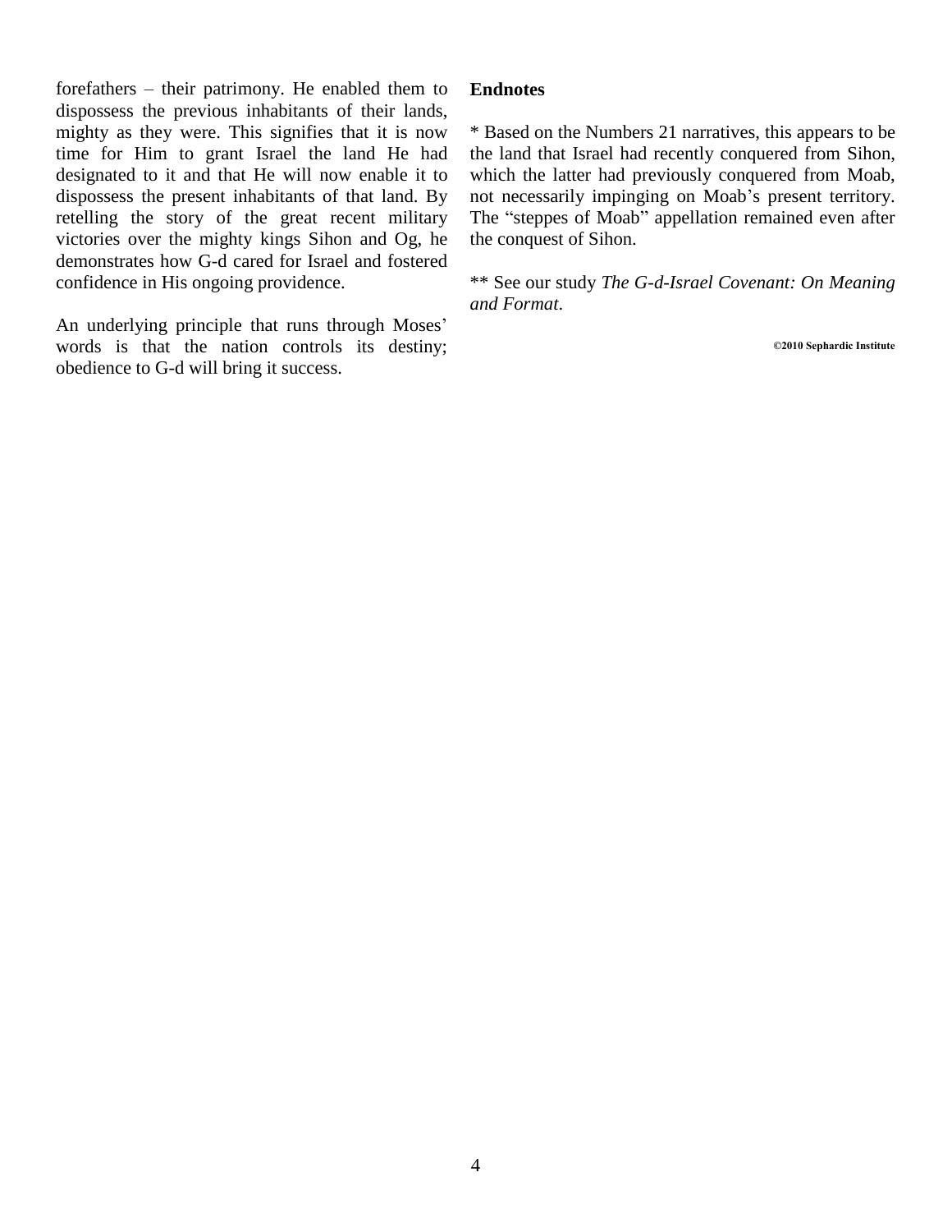forefathers – their patrimony. He enabled them to dispossess the previous inhabitants of their lands, mighty as they were. This signifies that it is now time for Him to grant Israel the land He had designated to it and that He will now enable it to dispossess the present inhabitants of that land. By retelling the story of the great recent military victories over the mighty kings Sihon and Og, he demonstrates how G-d cared for Israel and fostered confidence in His ongoing providence.

An underlying principle that runs through Moses' words is that the nation controls its destiny; obedience to G-d will bring it success.

**Endnotes**

* Based on the Numbers 21 narratives, this appears to be the land that Israel had recently conquered from Sihon, which the latter had previously conquered from Moab, not necessarily impinging on Moab's present territory. The "steppes of Moab" appellation remained even after the conquest of Sihon.

** See our study *The G-d-Israel Covenant: On Meaning and Format*.

©2010 Sephardic Institute